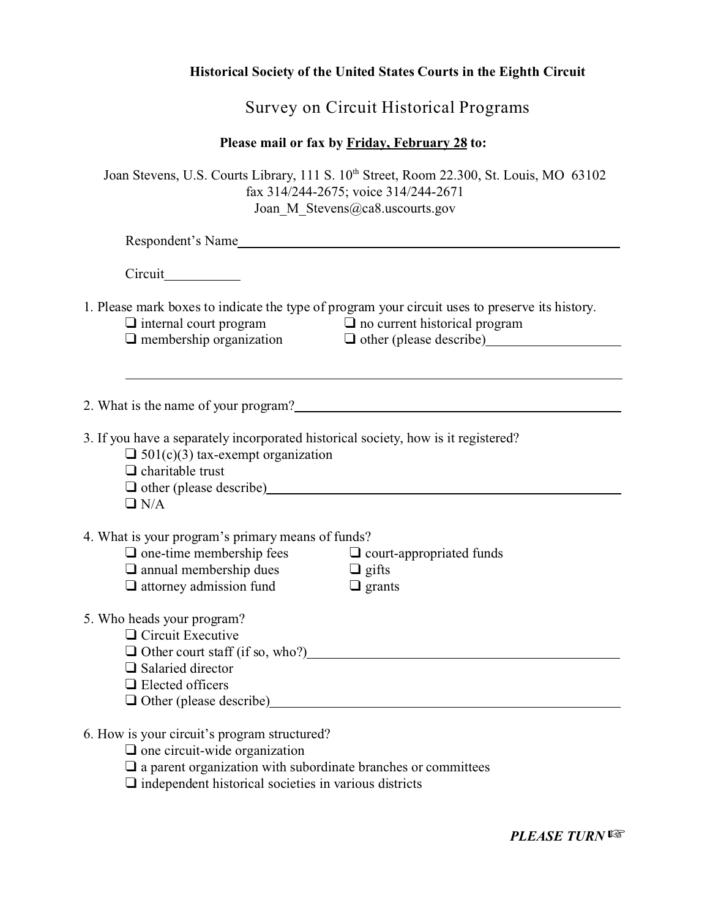**Historical Society of the United States Courts in the Eighth Circuit**

# Survey on Circuit Historical Programs

**Please mail or fax by <u>Friday, February 28</u> to:**

Joan Stevens, U.S. Courts Library, 111 S. 10th Street, Room 22.300, St. Louis, MO 63102
fax 314/244-2675; voice 314/244-2671
Joan_M_Stevens@ca8.uscourts.gov

Respondent's Name\_\_\_\_\_\_\_\_\_\_\_\_\_\_\_\_\_\_\_\_\_\_\_\_\_\_\_\_\_\_\_\_\_\_\_\_\_\_\_\_

Circuit\_\_\_\_\_\_\_\_\_\_

1. Please mark boxes to indicate the type of program your circuit uses to preserve its history.
   - ❑ internal court program
   - ❑ no current historical program
   - ❑ membership organization
   - ❑ other (please describe)\_\_\_\_\_\_\_\_\_\_\_\_\_\_\_\_\_\_\_\_

   \_\_\_\_\_\_\_\_\_\_\_\_\_\_\_\_\_\_\_\_\_\_\_\_\_\_\_\_\_\_\_\_\_\_\_\_\_\_\_\_\_\_\_\_\_\_\_\_\_\_\_\_\_\_\_\_

2. What is the name of your program?\_\_\_\_\_\_\_\_\_\_\_\_\_\_\_\_\_\_\_\_\_\_\_\_\_\_\_\_\_\_\_\_\_\_\_\_

3. If you have a separately incorporated historical society, how is it registered?
   - ❑ 501(c)(3) tax-exempt organization
   - ❑ charitable trust
   - ❑ other (please describe)\_\_\_\_\_\_\_\_\_\_\_\_\_\_\_\_\_\_\_\_\_\_\_\_\_\_\_\_\_\_\_\_\_\_\_\_\_\_
   - ❑ N/A

4. What is your program's primary means of funds?
   - ❑ one-time membership fees
   - ❑ court-appropriated funds
   - ❑ annual membership dues
   - ❑ gifts
   - ❑ attorney admission fund
   - ❑ grants

5. Who heads your program?
   - ❑ Circuit Executive
   - ❑ Other court staff (if so, who?)\_\_\_\_\_\_\_\_\_\_\_\_\_\_\_\_\_\_\_\_\_\_\_\_\_\_\_\_\_\_\_\_\_\_\_\_
   - ❑ Salaried director
   - ❑ Elected officers
   - ❑ Other (please describe)\_\_\_\_\_\_\_\_\_\_\_\_\_\_\_\_\_\_\_\_\_\_\_\_\_\_\_\_\_\_\_\_\_\_\_\_\_\_\_\_

6. How is your circuit's program structured?
   - ❑ one circuit-wide organization
   - ❑ a parent organization with subordinate branches or committees
   - ❑ independent historical societies in various districts

***PLEASE TURN*** ☞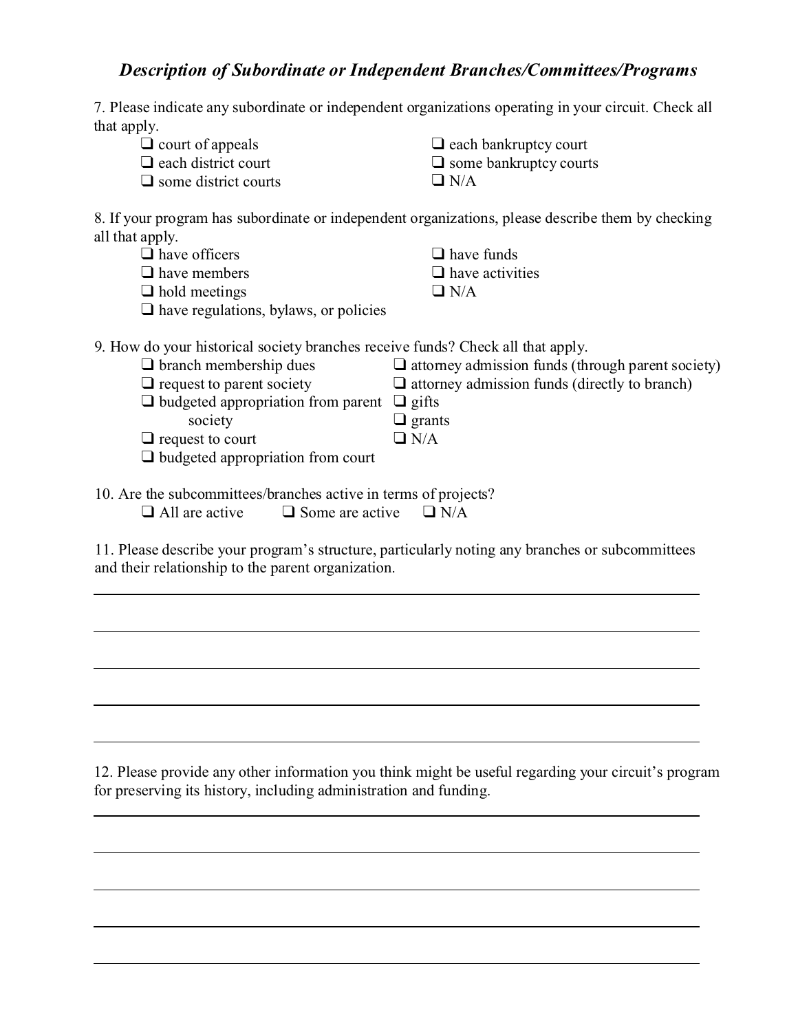### *Description of Subordinate or Independent Branches/Committees/Programs*

7. Please indicate any subordinate or independent organizations operating in your circuit. Check all that apply.

- ❑ court of appeals
- ❑ each district court
- ❑ some district courts
- ❑ each bankruptcy court
- ❑ some bankruptcy courts
- ❑ N/A

8. If your program has subordinate or independent organizations, please describe them by checking all that apply.

- ❑ have officers
- ❑ have members
- ❑ hold meetings
- ❑ have regulations, bylaws, or policies
- ❑ have funds
- ❑ have activities
- ❑ N/A

9. How do your historical society branches receive funds? Check all that apply.

- ❑ branch membership dues
- ❑ request to parent society
- ❑ budgeted appropriation from parent society
- ❑ request to court
- ❑ budgeted appropriation from court
- ❑ attorney admission funds (through parent society)
- ❑ attorney admission funds (directly to branch)
- ❑ gifts
- ❑ grants
- ❑ N/A

10. Are the subcommittees/branches active in terms of projects?

❑ All are active ❑ Some are active ❑ N/A

11. Please describe your program's structure, particularly noting any branches or subcommittees and their relationship to the parent organization.

______________________________________________________________________________

______________________________________________________________________________

______________________________________________________________________________

______________________________________________________________________________

______________________________________________________________________________

12. Please provide any other information you think might be useful regarding your circuit's program for preserving its history, including administration and funding.

______________________________________________________________________________

______________________________________________________________________________

______________________________________________________________________________

______________________________________________________________________________

______________________________________________________________________________